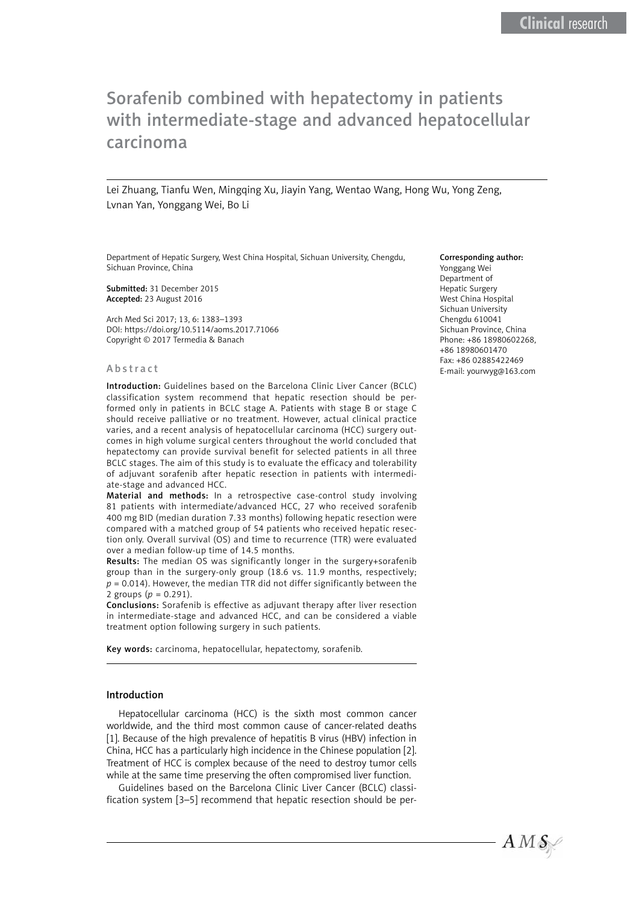Clinical research

# Sorafenib combined with hepatectomy in patients with intermediate-stage and advanced hepatocellular carcinoma

Lei Zhuang, Tianfu Wen, Mingqing Xu, Jiayin Yang, Wentao Wang, Hong Wu, Yong Zeng, Lvnan Yan, Yonggang Wei, Bo Li

Department of Hepatic Surgery, West China Hospital, Sichuan University, Chengdu, Sichuan Province, China

**Submitted:** 31 December 2015
**Accepted:** 23 August 2016

Arch Med Sci 2017; 13, 6: 1383–1393
DOI: https://doi.org/10.5114/aoms.2017.71066
Copyright © 2017 Termedia & Banach

**Corresponding author:**
Yonggang Wei
Department of Hepatic Surgery
West China Hospital
Sichuan University
Chengdu 610041
Sichuan Province, China
Phone: +86 18980602268, +86 18980601470
Fax: +86 02885422469
E-mail: yourwyg@163.com

## Abstract

**Introduction:** Guidelines based on the Barcelona Clinic Liver Cancer (BCLC) classification system recommend that hepatic resection should be performed only in patients in BCLC stage A. Patients with stage B or stage C should receive palliative or no treatment. However, actual clinical practice varies, and a recent analysis of hepatocellular carcinoma (HCC) surgery outcomes in high volume surgical centers throughout the world concluded that hepatectomy can provide survival benefit for selected patients in all three BCLC stages. The aim of this study is to evaluate the efficacy and tolerability of adjuvant sorafenib after hepatic resection in patients with intermediate-stage and advanced HCC.

**Material and methods:** In a retrospective case-control study involving 81 patients with intermediate/advanced HCC, 27 who received sorafenib 400 mg BID (median duration 7.33 months) following hepatic resection were compared with a matched group of 54 patients who received hepatic resection only. Overall survival (OS) and time to recurrence (TTR) were evaluated over a median follow-up time of 14.5 months.

**Results:** The median OS was significantly longer in the surgery+sorafenib group than in the surgery-only group (18.6 vs. 11.9 months, respectively; $p = 0.014$). However, the median TTR did not differ significantly between the 2 groups ($p = 0.291$).

**Conclusions:** Sorafenib is effective as adjuvant therapy after liver resection in intermediate-stage and advanced HCC, and can be considered a viable treatment option following surgery in such patients.

**Key words:** carcinoma, hepatocellular, hepatectomy, sorafenib.

## Introduction

Hepatocellular carcinoma (HCC) is the sixth most common cancer worldwide, and the third most common cause of cancer-related deaths [1]. Because of the high prevalence of hepatitis B virus (HBV) infection in China, HCC has a particularly high incidence in the Chinese population [2]. Treatment of HCC is complex because of the need to destroy tumor cells while at the same time preserving the often compromised liver function.

Guidelines based on the Barcelona Clinic Liver Cancer (BCLC) classification system [3–5] recommend that hepatic resection should be per-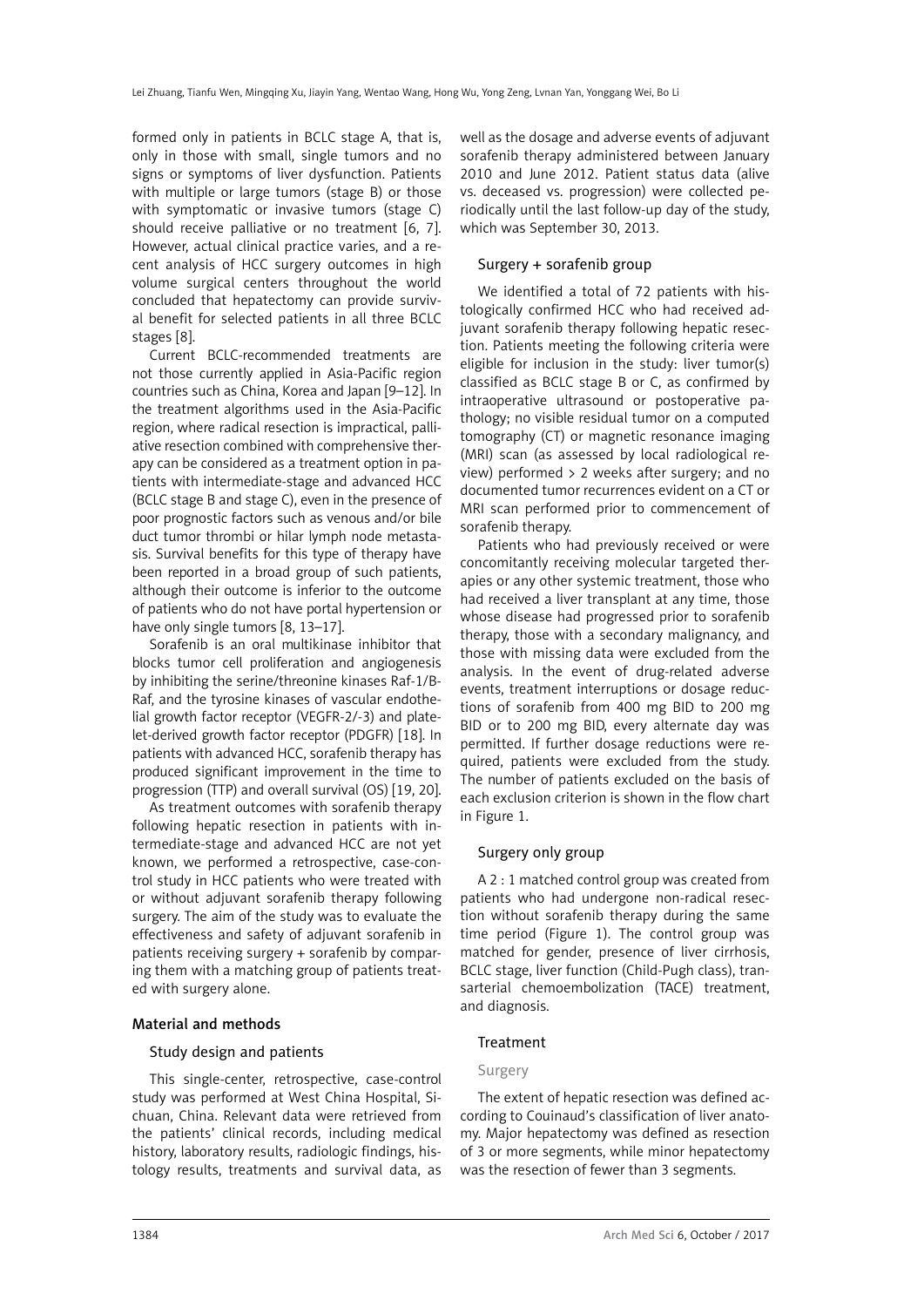formed only in patients in BCLC stage A, that is, only in those with small, single tumors and no signs or symptoms of liver dysfunction. Patients with multiple or large tumors (stage B) or those with symptomatic or invasive tumors (stage C) should receive palliative or no treatment [6, 7]. However, actual clinical practice varies, and a recent analysis of HCC surgery outcomes in high volume surgical centers throughout the world concluded that hepatectomy can provide survival benefit for selected patients in all three BCLC stages [8].

Current BCLC-recommended treatments are not those currently applied in Asia-Pacific region countries such as China, Korea and Japan [9–12]. In the treatment algorithms used in the Asia-Pacific region, where radical resection is impractical, palliative resection combined with comprehensive therapy can be considered as a treatment option in patients with intermediate-stage and advanced HCC (BCLC stage B and stage C), even in the presence of poor prognostic factors such as venous and/or bile duct tumor thrombi or hilar lymph node metastasis. Survival benefits for this type of therapy have been reported in a broad group of such patients, although their outcome is inferior to the outcome of patients who do not have portal hypertension or have only single tumors [8, 13–17].

Sorafenib is an oral multikinase inhibitor that blocks tumor cell proliferation and angiogenesis by inhibiting the serine/threonine kinases Raf-1/B-Raf, and the tyrosine kinases of vascular endothelial growth factor receptor (VEGFR-2/-3) and platelet-derived growth factor receptor (PDGFR) [18]. In patients with advanced HCC, sorafenib therapy has produced significant improvement in the time to progression (TTP) and overall survival (OS) [19, 20].

As treatment outcomes with sorafenib therapy following hepatic resection in patients with intermediate-stage and advanced HCC are not yet known, we performed a retrospective, case-control study in HCC patients who were treated with or without adjuvant sorafenib therapy following surgery. The aim of the study was to evaluate the effectiveness and safety of adjuvant sorafenib in patients receiving surgery + sorafenib by comparing them with a matching group of patients treated with surgery alone.

## Material and methods

### Study design and patients

This single-center, retrospective, case-control study was performed at West China Hospital, Sichuan, China. Relevant data were retrieved from the patients' clinical records, including medical history, laboratory results, radiologic findings, histology results, treatments and survival data, as well as the dosage and adverse events of adjuvant sorafenib therapy administered between January 2010 and June 2012. Patient status data (alive vs. deceased vs. progression) were collected periodically until the last follow-up day of the study, which was September 30, 2013.

### Surgery + sorafenib group

We identified a total of 72 patients with histologically confirmed HCC who had received adjuvant sorafenib therapy following hepatic resection. Patients meeting the following criteria were eligible for inclusion in the study: liver tumor(s) classified as BCLC stage B or C, as confirmed by intraoperative ultrasound or postoperative pathology; no visible residual tumor on a computed tomography (CT) or magnetic resonance imaging (MRI) scan (as assessed by local radiological review) performed > 2 weeks after surgery; and no documented tumor recurrences evident on a CT or MRI scan performed prior to commencement of sorafenib therapy.

Patients who had previously received or were concomitantly receiving molecular targeted therapies or any other systemic treatment, those who had received a liver transplant at any time, those whose disease had progressed prior to sorafenib therapy, those with a secondary malignancy, and those with missing data were excluded from the analysis. In the event of drug-related adverse events, treatment interruptions or dosage reductions of sorafenib from 400 mg BID to 200 mg BID or to 200 mg BID, every alternate day was permitted. If further dosage reductions were required, patients were excluded from the study. The number of patients excluded on the basis of each exclusion criterion is shown in the flow chart in Figure 1.

### Surgery only group

A 2 : 1 matched control group was created from patients who had undergone non-radical resection without sorafenib therapy during the same time period (Figure 1). The control group was matched for gender, presence of liver cirrhosis, BCLC stage, liver function (Child-Pugh class), transarterial chemoembolization (TACE) treatment, and diagnosis.

### Treatment

#### Surgery

The extent of hepatic resection was defined according to Couinaud's classification of liver anatomy. Major hepatectomy was defined as resection of 3 or more segments, while minor hepatectomy was the resection of fewer than 3 segments.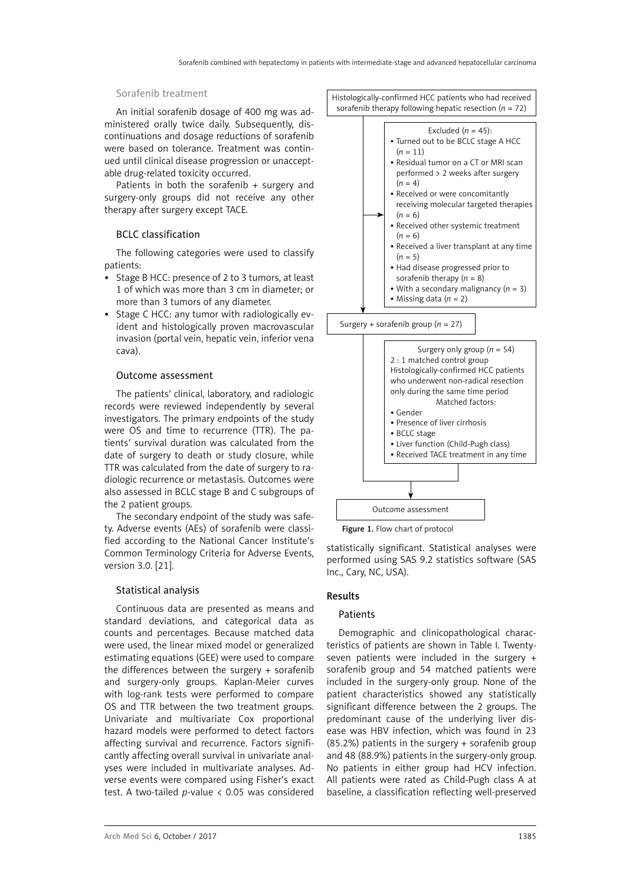### Sorafenib treatment

An initial sorafenib dosage of 400 mg was administered orally twice daily. Subsequently, discontinuations and dosage reductions of sorafenib were based on tolerance. Treatment was continued until clinical disease progression or unacceptable drug-related toxicity occurred.

Patients in both the sorafenib + surgery and surgery-only groups did not receive any other therapy after surgery except TACE.

### BCLC classification

The following categories were used to classify patients:

- Stage B HCC: presence of 2 to 3 tumors, at least 1 of which was more than 3 cm in diameter; or more than 3 tumors of any diameter.
- Stage C HCC: any tumor with radiologically evident and histologically proven macrovascular invasion (portal vein, hepatic vein, inferior vena cava).

### Outcome assessment

The patients' clinical, laboratory, and radiologic records were reviewed independently by several investigators. The primary endpoints of the study were OS and time to recurrence (TTR). The patients' survival duration was calculated from the date of surgery to death or study closure, while TTR was calculated from the date of surgery to radiologic recurrence or metastasis. Outcomes were also assessed in BCLC stage B and C subgroups of the 2 patient groups.

The secondary endpoint of the study was safety. Adverse events (AEs) of sorafenib were classified according to the National Cancer Institute's Common Terminology Criteria for Adverse Events, version 3.0. [21].

### Statistical analysis

Continuous data are presented as means and standard deviations, and categorical data as counts and percentages. Because matched data were used, the linear mixed model or generalized estimating equations (GEE) were used to compare the differences between the surgery + sorafenib and surgery-only groups. Kaplan-Meier curves with log-rank tests were performed to compare OS and TTR between the two treatment groups. Univariate and multivariate Cox proportional hazard models were performed to detect factors affecting survival and recurrence. Factors significantly affecting overall survival in univariate analyses were included in multivariate analyses. Adverse events were compared using Fisher's exact test. A two-tailed $p$-value < 0.05 was considered statistically significant. Statistical analyses were performed using SAS 9.2 statistics software (SAS Inc., Cary, NC, USA).

Histologically-confirmed HCC patients who had received sorafenib therapy following hepatic resection ($n$ = 72)

Excluded ($n$ = 45):
- Turned out to be BCLC stage A HCC ($n$ = 11)
- Residual tumor on a CT or MRI scan performed > 2 weeks after surgery ($n$ = 4)
- Received or were concomitantly receiving molecular targeted therapies ($n$ = 6)
- Received other systemic treatment ($n$ = 6)
- Received a liver transplant at any time ($n$ = 5)
- Had disease progressed prior to sorafenib therapy ($n$ = 8)
- With a secondary malignancy ($n$ = 3)
- Missing data ($n$ = 2)

Surgery + sorafenib group ($n$ = 27)

Surgery only group ($n$ = 54)
2 : 1 matched control group
Histologically-confirmed HCC patients who underwent non-radical resection only during the same time period
Matched factors:
- Gender
- Presence of liver cirrhosis
- BCLC stage
- Liver function (Child-Pugh class)
- Received TACE treatment in any time

Outcome assessment

**Figure 1.** Flow chart of protocol

## Results

### Patients

Demographic and clinicopathological characteristics of patients are shown in Table I. Twenty-seven patients were included in the surgery + sorafenib group and 54 matched patients were included in the surgery-only group. None of the patient characteristics showed any statistically significant difference between the 2 groups. The predominant cause of the underlying liver disease was HBV infection, which was found in 23 (85.2%) patients in the surgery + sorafenib group and 48 (88.9%) patients in the surgery-only group. No patients in either group had HCV infection. All patients were rated as Child-Pugh class A at baseline, a classification reflecting well-preserved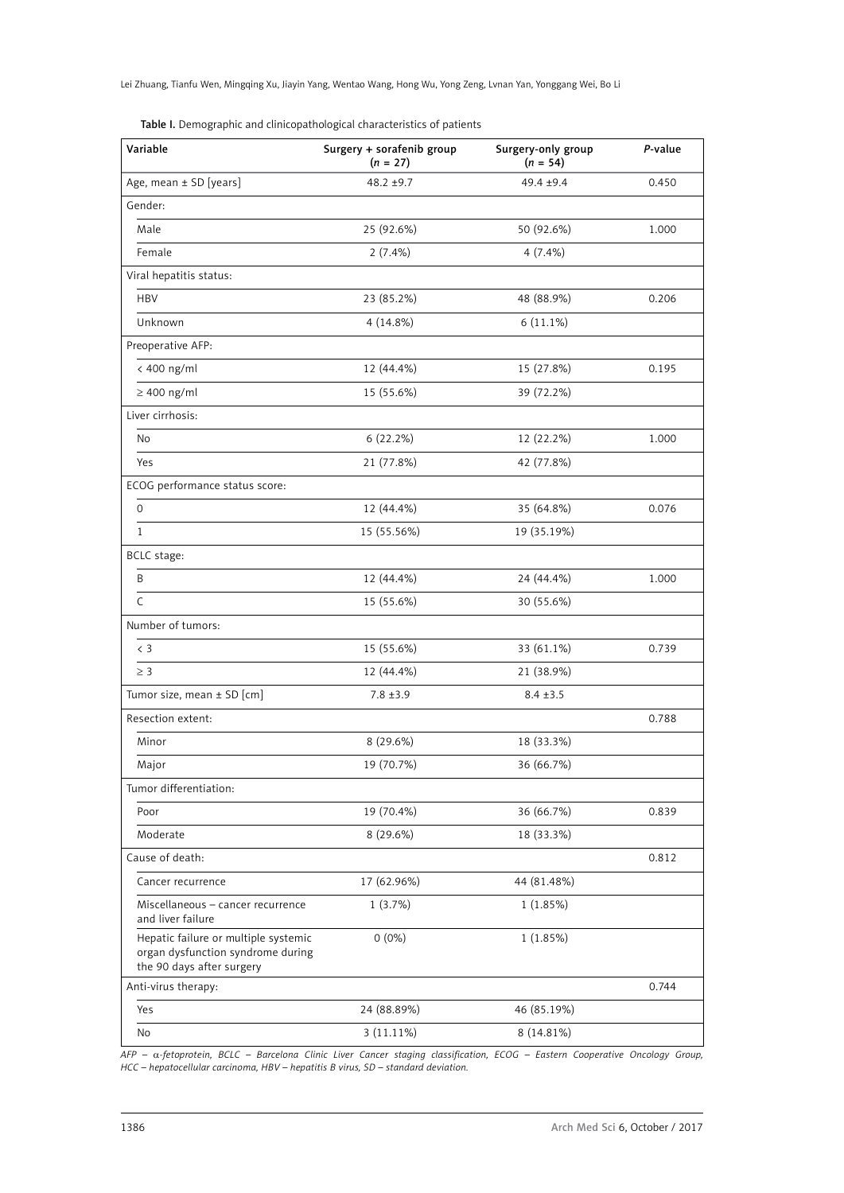**Table I.** Demographic and clinicopathological characteristics of patients

| Variable | Surgery + sorafenib group (*n* = 27) | Surgery-only group (*n* = 54) | *P*-value |
|---|---|---|---|
| Age, mean ± SD [years] | 48.2 ±9.7 | 49.4 ±9.4 | 0.450 |
| Gender: | | | |
| Male | 25 (92.6%) | 50 (92.6%) | 1.000 |
| Female | 2 (7.4%) | 4 (7.4%) | |
| Viral hepatitis status: | | | |
| HBV | 23 (85.2%) | 48 (88.9%) | 0.206 |
| Unknown | 4 (14.8%) | 6 (11.1%) | |
| Preoperative AFP: | | | |
| < 400 ng/ml | 12 (44.4%) | 15 (27.8%) | 0.195 |
| ≥ 400 ng/ml | 15 (55.6%) | 39 (72.2%) | |
| Liver cirrhosis: | | | |
| No | 6 (22.2%) | 12 (22.2%) | 1.000 |
| Yes | 21 (77.8%) | 42 (77.8%) | |
| ECOG performance status score: | | | |
| 0 | 12 (44.4%) | 35 (64.8%) | 0.076 |
| 1 | 15 (55.56%) | 19 (35.19%) | |
| BCLC stage: | | | |
| B | 12 (44.4%) | 24 (44.4%) | 1.000 |
| C | 15 (55.6%) | 30 (55.6%) | |
| Number of tumors: | | | |
| < 3 | 15 (55.6%) | 33 (61.1%) | 0.739 |
| ≥ 3 | 12 (44.4%) | 21 (38.9%) | |
| Tumor size, mean ± SD [cm] | 7.8 ±3.9 | 8.4 ±3.5 | |
| Resection extent: | | | 0.788 |
| Minor | 8 (29.6%) | 18 (33.3%) | |
| Major | 19 (70.7%) | 36 (66.7%) | |
| Tumor differentiation: | | | |
| Poor | 19 (70.4%) | 36 (66.7%) | 0.839 |
| Moderate | 8 (29.6%) | 18 (33.3%) | |
| Cause of death: | | | 0.812 |
| Cancer recurrence | 17 (62.96%) | 44 (81.48%) | |
| Miscellaneous – cancer recurrence and liver failure | 1 (3.7%) | 1 (1.85%) | |
| Hepatic failure or multiple systemic organ dysfunction syndrome during the 90 days after surgery | 0 (0%) | 1 (1.85%) | |
| Anti-virus therapy: | | | 0.744 |
| Yes | 24 (88.89%) | 46 (85.19%) | |
| No | 3 (11.11%) | 8 (14.81%) | |

*AFP – α-fetoprotein, BCLC – Barcelona Clinic Liver Cancer staging classification, ECOG – Eastern Cooperative Oncology Group, HCC – hepatocellular carcinoma, HBV – hepatitis B virus, SD – standard deviation.*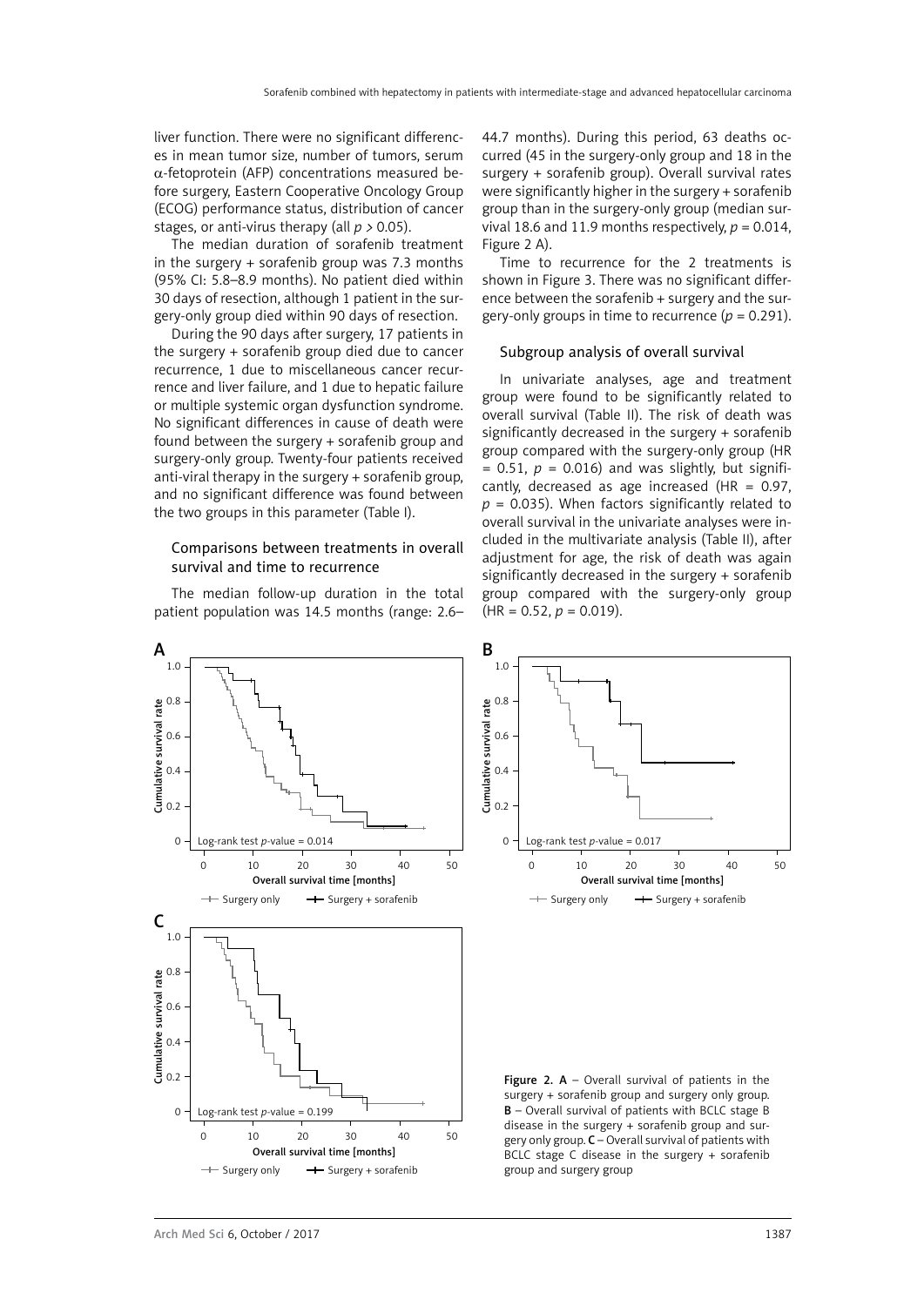liver function. There were no significant differences in mean tumor size, number of tumors, serum α-fetoprotein (AFP) concentrations measured before surgery, Eastern Cooperative Oncology Group (ECOG) performance status, distribution of cancer stages, or anti-virus therapy (all $p > 0.05$).

The median duration of sorafenib treatment in the surgery + sorafenib group was 7.3 months (95% CI: 5.8–8.9 months). No patient died within 30 days of resection, although 1 patient in the surgery-only group died within 90 days of resection.

During the 90 days after surgery, 17 patients in the surgery + sorafenib group died due to cancer recurrence, 1 due to miscellaneous cancer recurrence and liver failure, and 1 due to hepatic failure or multiple systemic organ dysfunction syndrome. No significant differences in cause of death were found between the surgery + sorafenib group and surgery-only group. Twenty-four patients received anti-viral therapy in the surgery + sorafenib group, and no significant difference was found between the two groups in this parameter (Table I).

### Comparisons between treatments in overall survival and time to recurrence

The median follow-up duration in the total patient population was 14.5 months (range: 2.6–44.7 months). During this period, 63 deaths occurred (45 in the surgery-only group and 18 in the surgery + sorafenib group). Overall survival rates were significantly higher in the surgery + sorafenib group than in the surgery-only group (median survival 18.6 and 11.9 months respectively, $p = 0.014$, Figure 2 A).

Time to recurrence for the 2 treatments is shown in Figure 3. There was no significant difference between the sorafenib + surgery and the surgery-only groups in time to recurrence ($p = 0.291$).

### Subgroup analysis of overall survival

In univariate analyses, age and treatment group were found to be significantly related to overall survival (Table II). The risk of death was significantly decreased in the surgery + sorafenib group compared with the surgery-only group (HR = 0.51, $p = 0.016$) and was slightly, but significantly, decreased as age increased (HR = 0.97, $p = 0.035$). When factors significantly related to overall survival in the univariate analyses were included in the multivariate analysis (Table II), after adjustment for age, the risk of death was again significantly decreased in the surgery + sorafenib group compared with the surgery-only group (HR = 0.52, $p = 0.019$).

**Figure 2.** **A** – Overall survival of patients in the surgery + sorafenib group and surgery only group. **B** – Overall survival of patients with BCLC stage B disease in the surgery + sorafenib group and surgery only group. **C** – Overall survival of patients with BCLC stage C disease in the surgery + sorafenib group and surgery group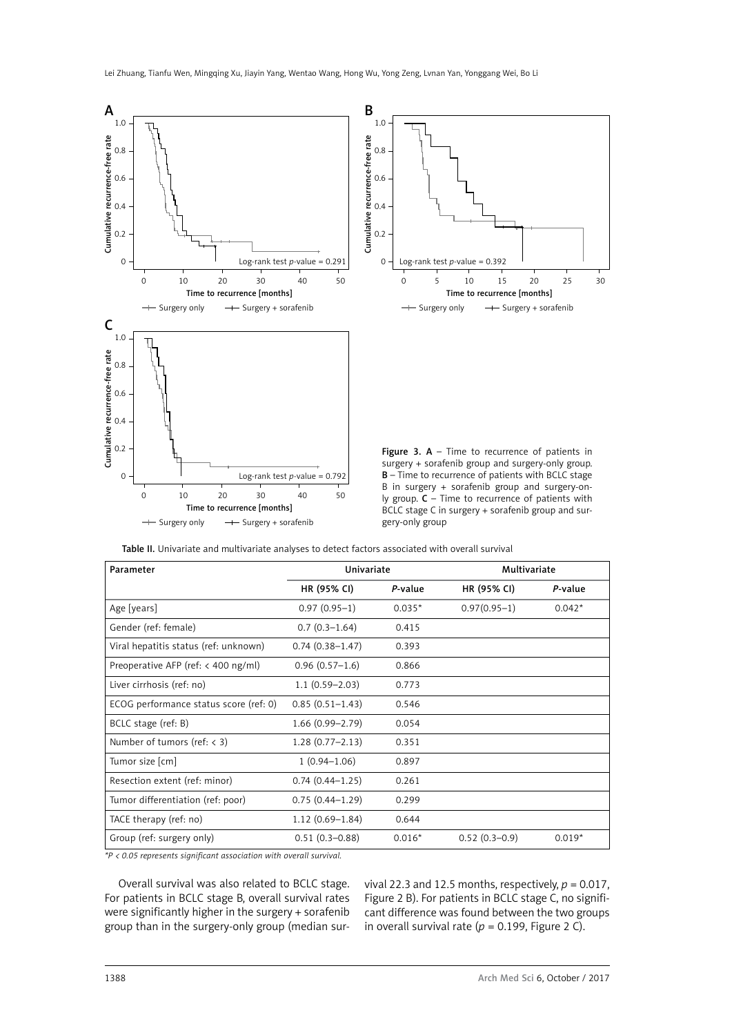Figure 3. **A** – Time to recurrence of patients in surgery + sorafenib group and surgery-only group. **B** – Time to recurrence of patients with BCLC stage B in surgery + sorafenib group and surgery-only group. **C** – Time to recurrence of patients with BCLC stage C in surgery + sorafenib group and surgery-only group

**Table II.** Univariate and multivariate analyses to detect factors associated with overall survival

| Parameter | Univariate | | Multivariate | |
|---|---|---|---|---|
| | HR (95% CI) | *P*-value | HR (95% CI) | *P*-value |
| Age [years] | 0.97 (0.95–1) | 0.035* | 0.97(0.95–1) | 0.042* |
| Gender (ref: female) | 0.7 (0.3–1.64) | 0.415 | | |
| Viral hepatitis status (ref: unknown) | 0.74 (0.38–1.47) | 0.393 | | |
| Preoperative AFP (ref: < 400 ng/ml) | 0.96 (0.57–1.6) | 0.866 | | |
| Liver cirrhosis (ref: no) | 1.1 (0.59–2.03) | 0.773 | | |
| ECOG performance status score (ref: 0) | 0.85 (0.51–1.43) | 0.546 | | |
| BCLC stage (ref: B) | 1.66 (0.99–2.79) | 0.054 | | |
| Number of tumors (ref: < 3) | 1.28 (0.77–2.13) | 0.351 | | |
| Tumor size [cm] | 1 (0.94–1.06) | 0.897 | | |
| Resection extent (ref: minor) | 0.74 (0.44–1.25) | 0.261 | | |
| Tumor differentiation (ref: poor) | 0.75 (0.44–1.29) | 0.299 | | |
| TACE therapy (ref: no) | 1.12 (0.69–1.84) | 0.644 | | |
| Group (ref: surgery only) | 0.51 (0.3–0.88) | 0.016* | 0.52 (0.3–0.9) | 0.019* |

**P < 0.05 represents significant association with overall survival.*

Overall survival was also related to BCLC stage. For patients in BCLC stage B, overall survival rates were significantly higher in the surgery + sorafenib group than in the surgery-only group (median survival 22.3 and 12.5 months, respectively, $p = 0.017$, Figure 2 B). For patients in BCLC stage C, no significant difference was found between the two groups in overall survival rate ($p = 0.199$, Figure 2 C).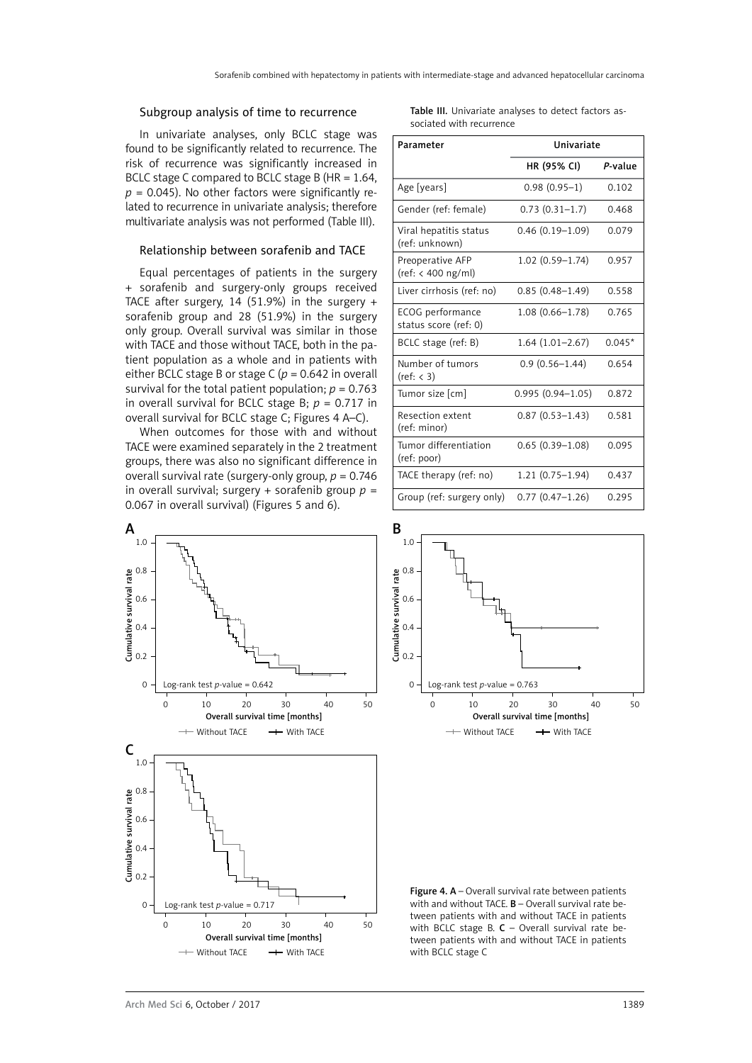## Subgroup analysis of time to recurrence

In univariate analyses, only BCLC stage was found to be significantly related to recurrence. The risk of recurrence was significantly increased in BCLC stage C compared to BCLC stage B (HR = 1.64, $p$ = 0.045). No other factors were significantly related to recurrence in univariate analysis; therefore multivariate analysis was not performed (Table III).

## Relationship between sorafenib and TACE

Equal percentages of patients in the surgery + sorafenib and surgery-only groups received TACE after surgery, 14 (51.9%) in the surgery + sorafenib group and 28 (51.9%) in the surgery only group. Overall survival was similar in those with TACE and those without TACE, both in the patient population as a whole and in patients with either BCLC stage B or stage C ($p$ = 0.642 in overall survival for the total patient population; $p$ = 0.763 in overall survival for BCLC stage B; $p$ = 0.717 in overall survival for BCLC stage C; Figures 4 A–C).

When outcomes for those with and without TACE were examined separately in the 2 treatment groups, there was also no significant difference in overall survival rate (surgery-only group, $p$ = 0.746 in overall survival; surgery + sorafenib group $p$ = 0.067 in overall survival) (Figures 5 and 6).

**Table III.** Univariate analyses to detect factors associated with recurrence

| Parameter | Univariate | |
|---|---|---|
| | HR (95% CI) | *P*-value |
| Age [years] | 0.98 (0.95–1) | 0.102 |
| Gender (ref: female) | 0.73 (0.31–1.7) | 0.468 |
| Viral hepatitis status (ref: unknown) | 0.46 (0.19–1.09) | 0.079 |
| Preoperative AFP (ref: < 400 ng/ml) | 1.02 (0.59–1.74) | 0.957 |
| Liver cirrhosis (ref: no) | 0.85 (0.48–1.49) | 0.558 |
| ECOG performance status score (ref: 0) | 1.08 (0.66–1.78) | 0.765 |
| BCLC stage (ref: B) | 1.64 (1.01–2.67) | 0.045* |
| Number of tumors (ref: < 3) | 0.9 (0.56–1.44) | 0.654 |
| Tumor size [cm] | 0.995 (0.94–1.05) | 0.872 |
| Resection extent (ref: minor) | 0.87 (0.53–1.43) | 0.581 |
| Tumor differentiation (ref: poor) | 0.65 (0.39–1.08) | 0.095 |
| TACE therapy (ref: no) | 1.21 (0.75–1.94) | 0.437 |
| Group (ref: surgery only) | 0.77 (0.47–1.26) | 0.295 |

**Figure 4. A** – Overall survival rate between patients with and without TACE. **B** – Overall survival rate between patients with and without TACE in patients with BCLC stage B. **C** – Overall survival rate between patients with and without TACE in patients with BCLC stage C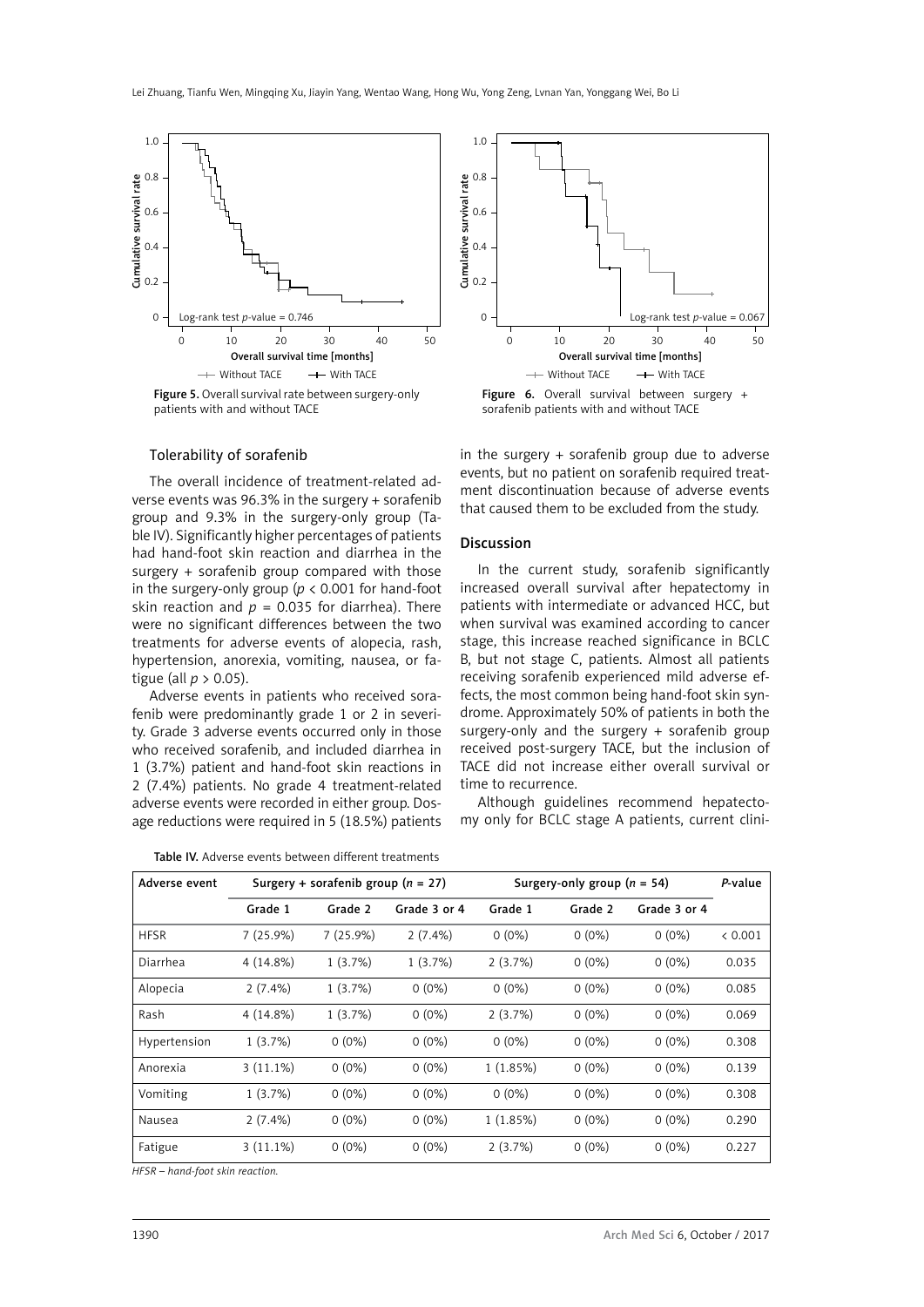Figure 5. Overall survival rate between surgery-only patients with and without TACE

Figure 6. Overall survival between surgery + sorafenib patients with and without TACE

### Tolerability of sorafenib

The overall incidence of treatment-related adverse events was 96.3% in the surgery + sorafenib group and 9.3% in the surgery-only group (Table IV). Significantly higher percentages of patients had hand-foot skin reaction and diarrhea in the surgery + sorafenib group compared with those in the surgery-only group ($p < 0.001$ for hand-foot skin reaction and $p = 0.035$ for diarrhea). There were no significant differences between the two treatments for adverse events of alopecia, rash, hypertension, anorexia, vomiting, nausea, or fatigue (all $p > 0.05$).

Adverse events in patients who received sorafenib were predominantly grade 1 or 2 in severity. Grade 3 adverse events occurred only in those who received sorafenib, and included diarrhea in 1 (3.7%) patient and hand-foot skin reactions in 2 (7.4%) patients. No grade 4 treatment-related adverse events were recorded in either group. Dosage reductions were required in 5 (18.5%) patients in the surgery + sorafenib group due to adverse events, but no patient on sorafenib required treatment discontinuation because of adverse events that caused them to be excluded from the study.

## Discussion

In the current study, sorafenib significantly increased overall survival after hepatectomy in patients with intermediate or advanced HCC, but when survival was examined according to cancer stage, this increase reached significance in BCLC B, but not stage C, patients. Almost all patients receiving sorafenib experienced mild adverse effects, the most common being hand-foot skin syndrome. Approximately 50% of patients in both the surgery-only and the surgery + sorafenib group received post-surgery TACE, but the inclusion of TACE did not increase either overall survival or time to recurrence.

Although guidelines recommend hepatectomy only for BCLC stage A patients, current clini-

Table IV. Adverse events between different treatments

| Adverse event | Surgery + sorafenib group ($n$ = 27) | | | Surgery-only group ($n$ = 54) | | | *P*-value |
|---|---|---|---|---|---|---|---|
| | Grade 1 | Grade 2 | Grade 3 or 4 | Grade 1 | Grade 2 | Grade 3 or 4 | |
| HFSR | 7 (25.9%) | 7 (25.9%) | 2 (7.4%) | 0 (0%) | 0 (0%) | 0 (0%) | < 0.001 |
| Diarrhea | 4 (14.8%) | 1 (3.7%) | 1 (3.7%) | 2 (3.7%) | 0 (0%) | 0 (0%) | 0.035 |
| Alopecia | 2 (7.4%) | 1 (3.7%) | 0 (0%) | 0 (0%) | 0 (0%) | 0 (0%) | 0.085 |
| Rash | 4 (14.8%) | 1 (3.7%) | 0 (0%) | 2 (3.7%) | 0 (0%) | 0 (0%) | 0.069 |
| Hypertension | 1 (3.7%) | 0 (0%) | 0 (0%) | 0 (0%) | 0 (0%) | 0 (0%) | 0.308 |
| Anorexia | 3 (11.1%) | 0 (0%) | 0 (0%) | 1 (1.85%) | 0 (0%) | 0 (0%) | 0.139 |
| Vomiting | 1 (3.7%) | 0 (0%) | 0 (0%) | 0 (0%) | 0 (0%) | 0 (0%) | 0.308 |
| Nausea | 2 (7.4%) | 0 (0%) | 0 (0%) | 1 (1.85%) | 0 (0%) | 0 (0%) | 0.290 |
| Fatigue | 3 (11.1%) | 0 (0%) | 0 (0%) | 2 (3.7%) | 0 (0%) | 0 (0%) | 0.227 |

*HFSR – hand-foot skin reaction.*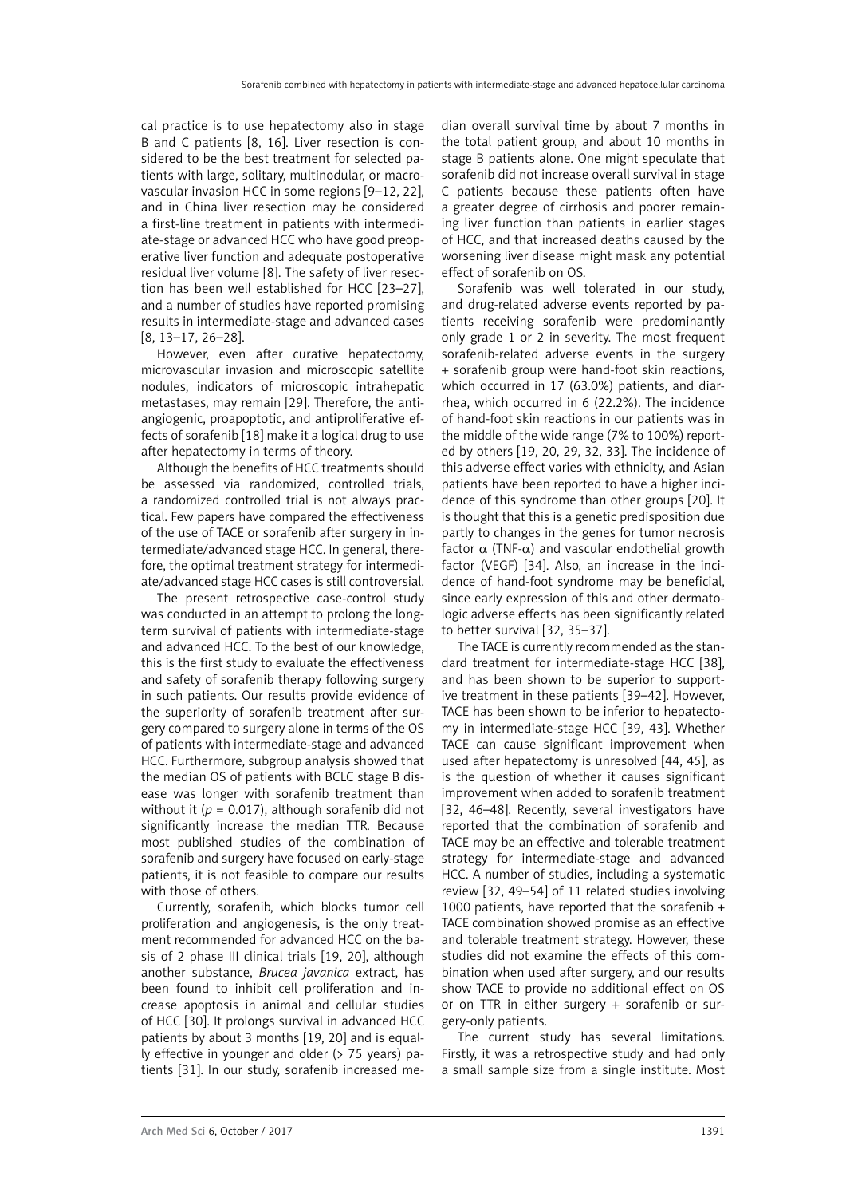cal practice is to use hepatectomy also in stage B and C patients [8, 16]. Liver resection is considered to be the best treatment for selected patients with large, solitary, multinodular, or macrovascular invasion HCC in some regions [9–12, 22], and in China liver resection may be considered a first-line treatment in patients with intermediate-stage or advanced HCC who have good preoperative liver function and adequate postoperative residual liver volume [8]. The safety of liver resection has been well established for HCC [23–27], and a number of studies have reported promising results in intermediate-stage and advanced cases [8, 13–17, 26–28].

However, even after curative hepatectomy, microvascular invasion and microscopic satellite nodules, indicators of microscopic intrahepatic metastases, may remain [29]. Therefore, the antiangiogenic, proapoptotic, and antiproliferative effects of sorafenib [18] make it a logical drug to use after hepatectomy in terms of theory.

Although the benefits of HCC treatments should be assessed via randomized, controlled trials, a randomized controlled trial is not always practical. Few papers have compared the effectiveness of the use of TACE or sorafenib after surgery in intermediate/advanced stage HCC. In general, therefore, the optimal treatment strategy for intermediate/advanced stage HCC cases is still controversial.

The present retrospective case-control study was conducted in an attempt to prolong the long-term survival of patients with intermediate-stage and advanced HCC. To the best of our knowledge, this is the first study to evaluate the effectiveness and safety of sorafenib therapy following surgery in such patients. Our results provide evidence of the superiority of sorafenib treatment after surgery compared to surgery alone in terms of the OS of patients with intermediate-stage and advanced HCC. Furthermore, subgroup analysis showed that the median OS of patients with BCLC stage B disease was longer with sorafenib treatment than without it ($p = 0.017$), although sorafenib did not significantly increase the median TTR. Because most published studies of the combination of sorafenib and surgery have focused on early-stage patients, it is not feasible to compare our results with those of others.

Currently, sorafenib, which blocks tumor cell proliferation and angiogenesis, is the only treatment recommended for advanced HCC on the basis of 2 phase III clinical trials [19, 20], although another substance, *Brucea javanica* extract, has been found to inhibit cell proliferation and increase apoptosis in animal and cellular studies of HCC [30]. It prolongs survival in advanced HCC patients by about 3 months [19, 20] and is equally effective in younger and older (> 75 years) patients [31]. In our study, sorafenib increased median overall survival time by about 7 months in the total patient group, and about 10 months in stage B patients alone. One might speculate that sorafenib did not increase overall survival in stage C patients because these patients often have a greater degree of cirrhosis and poorer remaining liver function than patients in earlier stages of HCC, and that increased deaths caused by the worsening liver disease might mask any potential effect of sorafenib on OS.

Sorafenib was well tolerated in our study, and drug-related adverse events reported by patients receiving sorafenib were predominantly only grade 1 or 2 in severity. The most frequent sorafenib-related adverse events in the surgery + sorafenib group were hand-foot skin reactions, which occurred in 17 (63.0%) patients, and diarrhea, which occurred in 6 (22.2%). The incidence of hand-foot skin reactions in our patients was in the middle of the wide range (7% to 100%) reported by others [19, 20, 29, 32, 33]. The incidence of this adverse effect varies with ethnicity, and Asian patients have been reported to have a higher incidence of this syndrome than other groups [20]. It is thought that this is a genetic predisposition due partly to changes in the genes for tumor necrosis factor $\alpha$ (TNF-$\alpha$) and vascular endothelial growth factor (VEGF) [34]. Also, an increase in the incidence of hand-foot syndrome may be beneficial, since early expression of this and other dermatologic adverse effects has been significantly related to better survival [32, 35–37].

The TACE is currently recommended as the standard treatment for intermediate-stage HCC [38], and has been shown to be superior to supportive treatment in these patients [39–42]. However, TACE has been shown to be inferior to hepatectomy in intermediate-stage HCC [39, 43]. Whether TACE can cause significant improvement when used after hepatectomy is unresolved [44, 45], as is the question of whether it causes significant improvement when added to sorafenib treatment [32, 46–48]. Recently, several investigators have reported that the combination of sorafenib and TACE may be an effective and tolerable treatment strategy for intermediate-stage and advanced HCC. A number of studies, including a systematic review [32, 49–54] of 11 related studies involving 1000 patients, have reported that the sorafenib + TACE combination showed promise as an effective and tolerable treatment strategy. However, these studies did not examine the effects of this combination when used after surgery, and our results show TACE to provide no additional effect on OS or on TTR in either surgery + sorafenib or surgery-only patients.

The current study has several limitations. Firstly, it was a retrospective study and had only a small sample size from a single institute. Most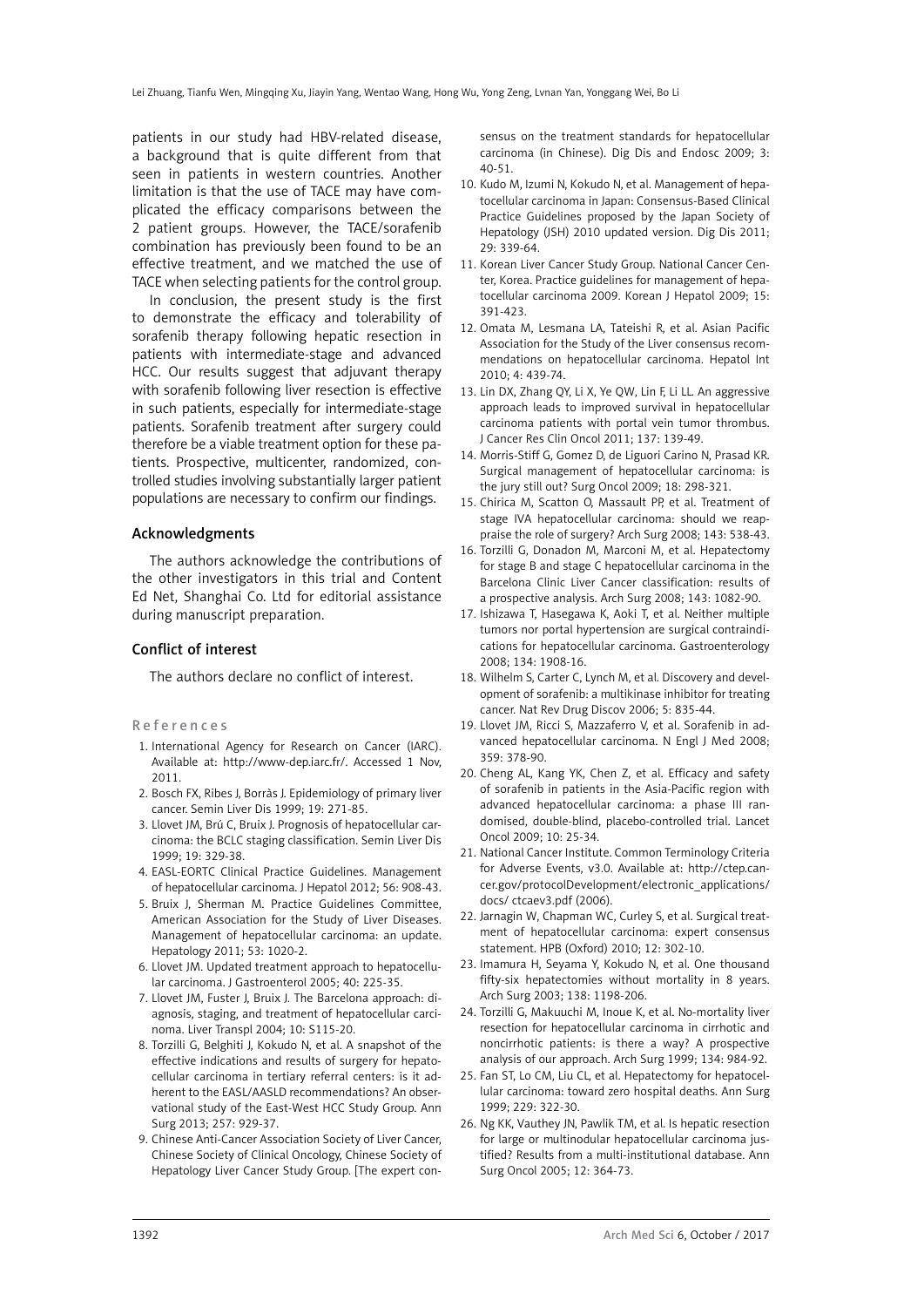patients in our study had HBV-related disease, a background that is quite different from that seen in patients in western countries. Another limitation is that the use of TACE may have complicated the efficacy comparisons between the 2 patient groups. However, the TACE/sorafenib combination has previously been found to be an effective treatment, and we matched the use of TACE when selecting patients for the control group.

In conclusion, the present study is the first to demonstrate the efficacy and tolerability of sorafenib therapy following hepatic resection in patients with intermediate-stage and advanced HCC. Our results suggest that adjuvant therapy with sorafenib following liver resection is effective in such patients, especially for intermediate-stage patients. Sorafenib treatment after surgery could therefore be a viable treatment option for these patients. Prospective, multicenter, randomized, controlled studies involving substantially larger patient populations are necessary to confirm our findings.

## Acknowledgments

The authors acknowledge the contributions of the other investigators in this trial and Content Ed Net, Shanghai Co. Ltd for editorial assistance during manuscript preparation.

## Conflict of interest

The authors declare no conflict of interest.

## References

1. International Agency for Research on Cancer (IARC). Available at: http://www-dep.iarc.fr/. Accessed 1 Nov, 2011.
2. Bosch FX, Ribes J, Borràs J. Epidemiology of primary liver cancer. Semin Liver Dis 1999; 19: 271-85.
3. Llovet JM, Brú C, Bruix J. Prognosis of hepatocellular carcinoma: the BCLC staging classification. Semin Liver Dis 1999; 19: 329-38.
4. EASL-EORTC Clinical Practice Guidelines. Management of hepatocellular carcinoma. J Hepatol 2012; 56: 908-43.
5. Bruix J, Sherman M. Practice Guidelines Committee, American Association for the Study of Liver Diseases. Management of hepatocellular carcinoma: an update. Hepatology 2011; 53: 1020-2.
6. Llovet JM. Updated treatment approach to hepatocellular carcinoma. J Gastroenterol 2005; 40: 225-35.
7. Llovet JM, Fuster J, Bruix J. The Barcelona approach: diagnosis, staging, and treatment of hepatocellular carcinoma. Liver Transpl 2004; 10: S115-20.
8. Torzilli G, Belghiti J, Kokudo N, et al. A snapshot of the effective indications and results of surgery for hepatocellular carcinoma in tertiary referral centers: is it adherent to the EASL/AASLD recommendations? An observational study of the East-West HCC Study Group. Ann Surg 2013; 257: 929-37.
9. Chinese Anti-Cancer Association Society of Liver Cancer, Chinese Society of Clinical Oncology, Chinese Society of Hepatology Liver Cancer Study Group. [The expert consensus on the treatment standards for hepatocellular carcinoma (in Chinese). Dig Dis and Endosc 2009; 3: 40-51.
10. Kudo M, Izumi N, Kokudo N, et al. Management of hepatocellular carcinoma in Japan: Consensus-Based Clinical Practice Guidelines proposed by the Japan Society of Hepatology (JSH) 2010 updated version. Dig Dis 2011; 29: 339-64.
11. Korean Liver Cancer Study Group. National Cancer Center, Korea. Practice guidelines for management of hepatocellular carcinoma 2009. Korean J Hepatol 2009; 15: 391-423.
12. Omata M, Lesmana LA, Tateishi R, et al. Asian Pacific Association for the Study of the Liver consensus recommendations on hepatocellular carcinoma. Hepatol Int 2010; 4: 439-74.
13. Lin DX, Zhang QY, Li X, Ye QW, Lin F, Li LL. An aggressive approach leads to improved survival in hepatocellular carcinoma patients with portal vein tumor thrombus. J Cancer Res Clin Oncol 2011; 137: 139-49.
14. Morris-Stiff G, Gomez D, de Liguori Carino N, Prasad KR. Surgical management of hepatocellular carcinoma: is the jury still out? Surg Oncol 2009; 18: 298-321.
15. Chirica M, Scatton O, Massault PP, et al. Treatment of stage IVA hepatocellular carcinoma: should we reappraise the role of surgery? Arch Surg 2008; 143: 538-43.
16. Torzilli G, Donadon M, Marconi M, et al. Hepatectomy for stage B and stage C hepatocellular carcinoma in the Barcelona Clinic Liver Cancer classification: results of a prospective analysis. Arch Surg 2008; 143: 1082-90.
17. Ishizawa T, Hasegawa K, Aoki T, et al. Neither multiple tumors nor portal hypertension are surgical contraindications for hepatocellular carcinoma. Gastroenterology 2008; 134: 1908-16.
18. Wilhelm S, Carter C, Lynch M, et al. Discovery and development of sorafenib: a multikinase inhibitor for treating cancer. Nat Rev Drug Discov 2006; 5: 835-44.
19. Llovet JM, Ricci S, Mazzaferro V, et al. Sorafenib in advanced hepatocellular carcinoma. N Engl J Med 2008; 359: 378-90.
20. Cheng AL, Kang YK, Chen Z, et al. Efficacy and safety of sorafenib in patients in the Asia-Pacific region with advanced hepatocellular carcinoma: a phase III randomised, double-blind, placebo-controlled trial. Lancet Oncol 2009; 10: 25-34.
21. National Cancer Institute. Common Terminology Criteria for Adverse Events, v3.0. Available at: http://ctep.cancer.gov/protocolDevelopment/electronic_applications/docs/ ctcaev3.pdf (2006).
22. Jarnagin W, Chapman WC, Curley S, et al. Surgical treatment of hepatocellular carcinoma: expert consensus statement. HPB (Oxford) 2010; 12: 302-10.
23. Imamura H, Seyama Y, Kokudo N, et al. One thousand fifty-six hepatectomies without mortality in 8 years. Arch Surg 2003; 138: 1198-206.
24. Torzilli G, Makuuchi M, Inoue K, et al. No-mortality liver resection for hepatocellular carcinoma in cirrhotic and noncirrhotic patients: is there a way? A prospective analysis of our approach. Arch Surg 1999; 134: 984-92.
25. Fan ST, Lo CM, Liu CL, et al. Hepatectomy for hepatocellular carcinoma: toward zero hospital deaths. Ann Surg 1999; 229: 322-30.
26. Ng KK, Vauthey JN, Pawlik TM, et al. Is hepatic resection for large or multinodular hepatocellular carcinoma justified? Results from a multi-institutional database. Ann Surg Oncol 2005; 12: 364-73.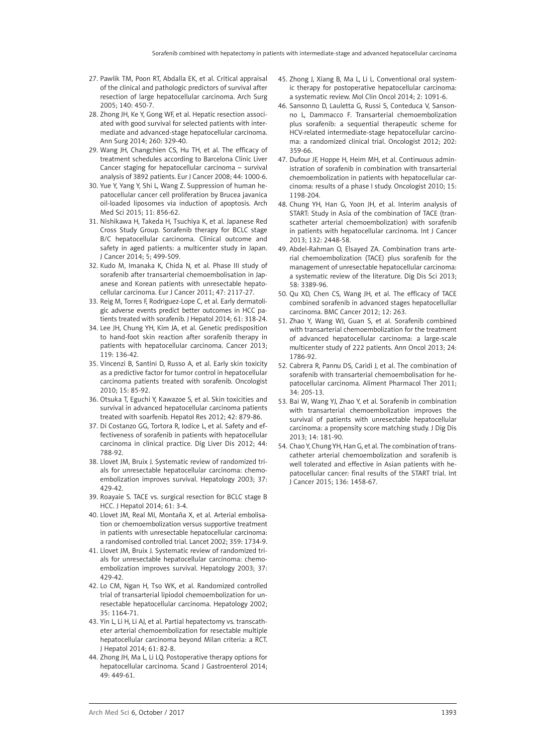27. Pawlik TM, Poon RT, Abdalla EK, et al. Critical appraisal of the clinical and pathologic predictors of survival after resection of large hepatocellular carcinoma. Arch Surg 2005; 140: 450-7.
28. Zhong JH, Ke Y, Gong WF, et al. Hepatic resection associated with good survival for selected patients with intermediate and advanced-stage hepatocellular carcinoma. Ann Surg 2014; 260: 329-40.
29. Wang JH, Changchien CS, Hu TH, et al. The efficacy of treatment schedules according to Barcelona Clinic Liver Cancer staging for hepatocellular carcinoma – survival analysis of 3892 patients. Eur J Cancer 2008; 44: 1000-6.
30. Yue Y, Yang Y, Shi L, Wang Z. Suppression of human hepatocellular cancer cell proliferation by Brucea javanica oil-loaded liposomes via induction of apoptosis. Arch Med Sci 2015; 11: 856-62.
31. Nishikawa H, Takeda H, Tsuchiya K, et al. Japanese Red Cross Study Group. Sorafenib therapy for BCLC stage B/C hepatocellular carcinoma. Clinical outcome and safety in aged patients: a multicenter study in Japan. J Cancer 2014; 5; 499-509.
32. Kudo M, Imanaka K, Chida N, et al. Phase III study of sorafenib after transarterial chemoembolisation in Japanese and Korean patients with unresectable hepatocellular carcinoma. Eur J Cancer 2011; 47: 2117-27.
33. Reig M, Torres F, Rodriguez-Lope C, et al. Early dermatoligic adverse events predict better outcomes in HCC patients treated with sorafenib. J Hepatol 2014; 61: 318-24.
34. Lee JH, Chung YH, Kim JA, et al. Genetic predisposition to hand-foot skin reaction after sorafenib therapy in patients with hepatocellular carcinoma. Cancer 2013; 119: 136-42.
35. Vincenzi B, Santini D, Russo A, et al. Early skin toxicity as a predictive factor for tumor control in hepatocellular carcinoma patients treated with sorafenib. Oncologist 2010; 15: 85-92.
36. Otsuka T, Eguchi Y, Kawazoe S, et al. Skin toxicities and survival in advanced hepatocellular carcinoma patients treated with soarfenib. Hepatol Res 2012; 42: 879-86.
37. Di Costanzo GG, Tortora R, Iodice L, et al. Safety and effectiveness of sorafenib in patients with hepatocellular carcinoma in clinical practice. Dig Liver Dis 2012; 44: 788-92.
38. Llovet JM, Bruix J. Systematic review of randomized trials for unresectable hepatocellular carcinoma: chemoembolization improves survival. Hepatology 2003; 37: 429-42.
39. Roayaie S. TACE vs. surgical resection for BCLC stage B HCC. J Hepatol 2014; 61: 3-4.
40. Llovet JM, Real MI, Montaña X, et al. Arterial embolisation or chemoembolization versus supportive treatment in patients with unresectable hepatocellular carcinoma: a randomised controlled trial. Lancet 2002; 359: 1734-9.
41. Llovet JM, Bruix J. Systematic review of randomized trials for unresectable hepatocellular carcinoma: chemoembolization improves survival. Hepatology 2003; 37: 429-42.
42. Lo CM, Ngan H, Tso WK, et al. Randomized controlled trial of transarterial lipiodol chemoembolization for unresectable hepatocellular carcinoma. Hepatology 2002; 35: 1164-71.
43. Yin L, Li H, Li AJ, et al. Partial hepatectomy vs. transcatheter arterial chemoembolization for resectable multiple hepatocellular carcinoma beyond Milan criteria: a RCT. J Hepatol 2014; 61: 82-8.
44. Zhong JH, Ma L, Li LQ. Postoperative therapy options for hepatocellular carcinoma. Scand J Gastroenterol 2014; 49: 449-61.
45. Zhong J, Xiang B, Ma L, Li L. Conventional oral systemic therapy for postoperative hepatocellular carcinoma: a systematic review. Mol Clin Oncol 2014; 2: 1091-6.
46. Sansonno D, Lauletta G, Russi S, Conteduca V, Sansonno L, Dammacco F. Transarterial chemoembolization plus sorafenib: a sequential therapeutic scheme for HCV-related intermediate-stage hepatocellular carcinoma: a randomized clinical trial. Oncologist 2012; 202: 359-66.
47. Dufour JF, Hoppe H, Heim MH, et al. Continuous administration of sorafenib in combination with transarterial chemoembolization in patients with hepatocellular carcinoma: results of a phase I study. Oncologist 2010; 15: 1198-204.
48. Chung YH, Han G, Yoon JH, et al. Interim analysis of START: Study in Asia of the combination of TACE (transcatheter arterial chemoembolization) with sorafenib in patients with hepatocellular carcinoma. Int J Cancer 2013; 132: 2448-58.
49. Abdel-Rahman O, Elsayed ZA. Combination trans arterial chemoembolization (TACE) plus sorafenib for the management of unresectable hepatocellular carcinoma: a systematic review of the literature. Dig Dis Sci 2013; 58: 3389-96.
50. Qu XD, Chen CS, Wang JH, et al. The efficacy of TACE combined sorafenib in advanced stages hepatocellullar carcinoma. BMC Cancer 2012; 12: 263.
51. Zhao Y, Wang WJ, Guan S, et al. Sorafenib combined with transarterial chemoembolization for the treatment of advanced hepatocellular carcinoma: a large-scale multicenter study of 222 patients. Ann Oncol 2013; 24: 1786-92.
52. Cabrera R, Pannu DS, Caridi J, et al. The combination of sorafenib with transarterial chemoembolisation for hepatocellular carcinoma. Aliment Pharmacol Ther 2011; 34: 205-13.
53. Bai W, Wang YJ, Zhao Y, et al. Sorafenib in combination with transarterial chemoembolization improves the survival of patients with unresectable hepatocellular carcinoma: a propensity score matching study. J Dig Dis 2013; 14: 181-90.
54. Chao Y, Chung YH, Han G, et al. The combination of transcatheter arterial chemoembolization and sorafenib is well tolerated and effective in Asian patients with hepatocellular cancer: final results of the START trial. Int J Cancer 2015; 136: 1458-67.